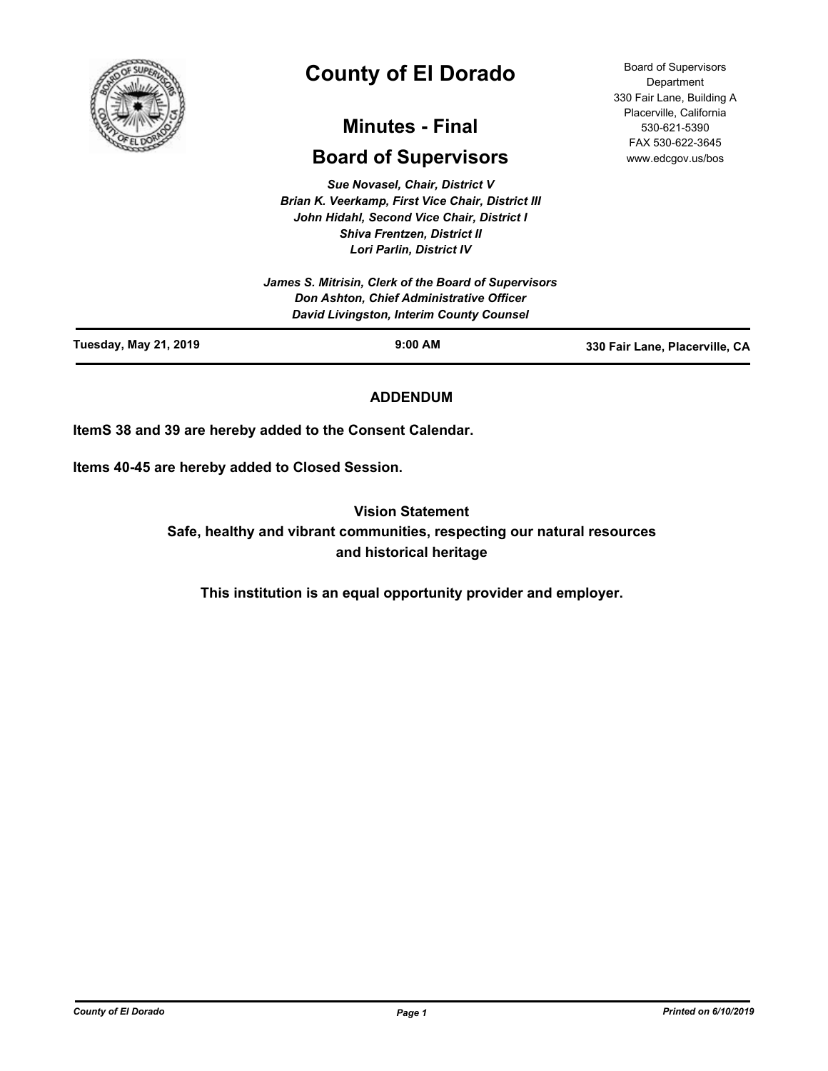# County of El Dorado

## Minutes - Final

## Board of Supervisors

Board of Supervisors Department
330 Fair Lane, Building A
Placerville, California
530-621-5390
FAX 530-622-3645
www.edcgov.us/bos

*Sue Novasel, Chair, District V*
*Brian K. Veerkamp, First Vice Chair, District III*
*John Hidahl, Second Vice Chair, District I*
*Shiva Frentzen, District II*
*Lori Parlin, District IV*

*James S. Mitrisin, Clerk of the Board of Supervisors*
*Don Ashton, Chief Administrative Officer*
*David Livingston, Interim County Counsel*

**Tuesday, May 21, 2019** | **9:00 AM** | **330 Fair Lane, Placerville, CA**

**ADDENDUM**

**ItemS 38 and 39 are hereby added to the Consent Calendar.**

**Items 40-45 are hereby added to Closed Session.**

**Vision Statement**
**Safe, healthy and vibrant communities, respecting our natural resources and historical heritage**

**This institution is an equal opportunity provider and employer.**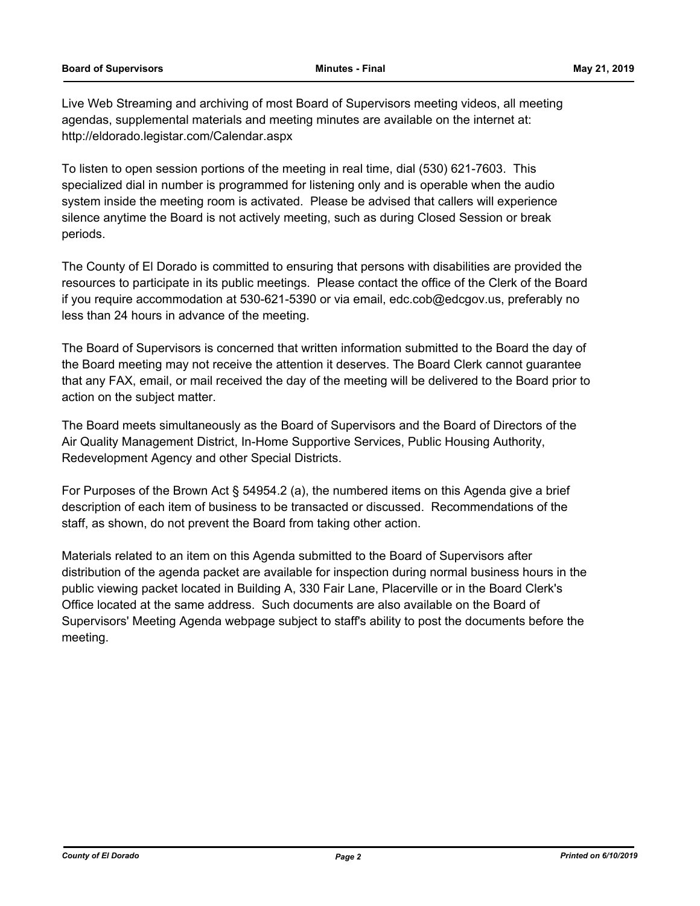Live Web Streaming and archiving of most Board of Supervisors meeting videos, all meeting agendas, supplemental materials and meeting minutes are available on the internet at: http://eldorado.legistar.com/Calendar.aspx

To listen to open session portions of the meeting in real time, dial (530) 621-7603. This specialized dial in number is programmed for listening only and is operable when the audio system inside the meeting room is activated. Please be advised that callers will experience silence anytime the Board is not actively meeting, such as during Closed Session or break periods.

The County of El Dorado is committed to ensuring that persons with disabilities are provided the resources to participate in its public meetings. Please contact the office of the Clerk of the Board if you require accommodation at 530-621-5390 or via email, edc.cob@edcgov.us, preferably no less than 24 hours in advance of the meeting.

The Board of Supervisors is concerned that written information submitted to the Board the day of the Board meeting may not receive the attention it deserves. The Board Clerk cannot guarantee that any FAX, email, or mail received the day of the meeting will be delivered to the Board prior to action on the subject matter.

The Board meets simultaneously as the Board of Supervisors and the Board of Directors of the Air Quality Management District, In-Home Supportive Services, Public Housing Authority, Redevelopment Agency and other Special Districts.

For Purposes of the Brown Act § 54954.2 (a), the numbered items on this Agenda give a brief description of each item of business to be transacted or discussed. Recommendations of the staff, as shown, do not prevent the Board from taking other action.

Materials related to an item on this Agenda submitted to the Board of Supervisors after distribution of the agenda packet are available for inspection during normal business hours in the public viewing packet located in Building A, 330 Fair Lane, Placerville or in the Board Clerk's Office located at the same address. Such documents are also available on the Board of Supervisors' Meeting Agenda webpage subject to staff's ability to post the documents before the meeting.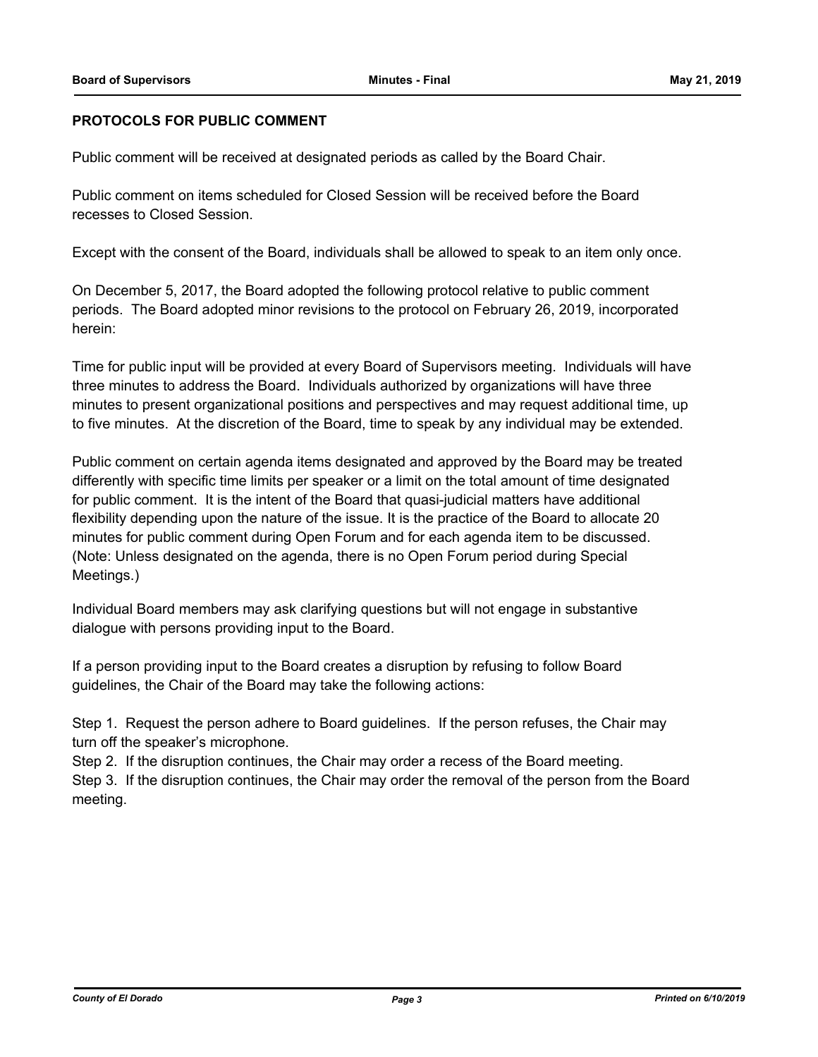## PROTOCOLS FOR PUBLIC COMMENT

Public comment will be received at designated periods as called by the Board Chair.

Public comment on items scheduled for Closed Session will be received before the Board recesses to Closed Session.

Except with the consent of the Board, individuals shall be allowed to speak to an item only once.

On December 5, 2017, the Board adopted the following protocol relative to public comment periods. The Board adopted minor revisions to the protocol on February 26, 2019, incorporated herein:

Time for public input will be provided at every Board of Supervisors meeting. Individuals will have three minutes to address the Board. Individuals authorized by organizations will have three minutes to present organizational positions and perspectives and may request additional time, up to five minutes. At the discretion of the Board, time to speak by any individual may be extended.

Public comment on certain agenda items designated and approved by the Board may be treated differently with specific time limits per speaker or a limit on the total amount of time designated for public comment. It is the intent of the Board that quasi-judicial matters have additional flexibility depending upon the nature of the issue. It is the practice of the Board to allocate 20 minutes for public comment during Open Forum and for each agenda item to be discussed. (Note: Unless designated on the agenda, there is no Open Forum period during Special Meetings.)

Individual Board members may ask clarifying questions but will not engage in substantive dialogue with persons providing input to the Board.

If a person providing input to the Board creates a disruption by refusing to follow Board guidelines, the Chair of the Board may take the following actions:

Step 1. Request the person adhere to Board guidelines. If the person refuses, the Chair may turn off the speaker's microphone.
Step 2. If the disruption continues, the Chair may order a recess of the Board meeting.
Step 3. If the disruption continues, the Chair may order the removal of the person from the Board meeting.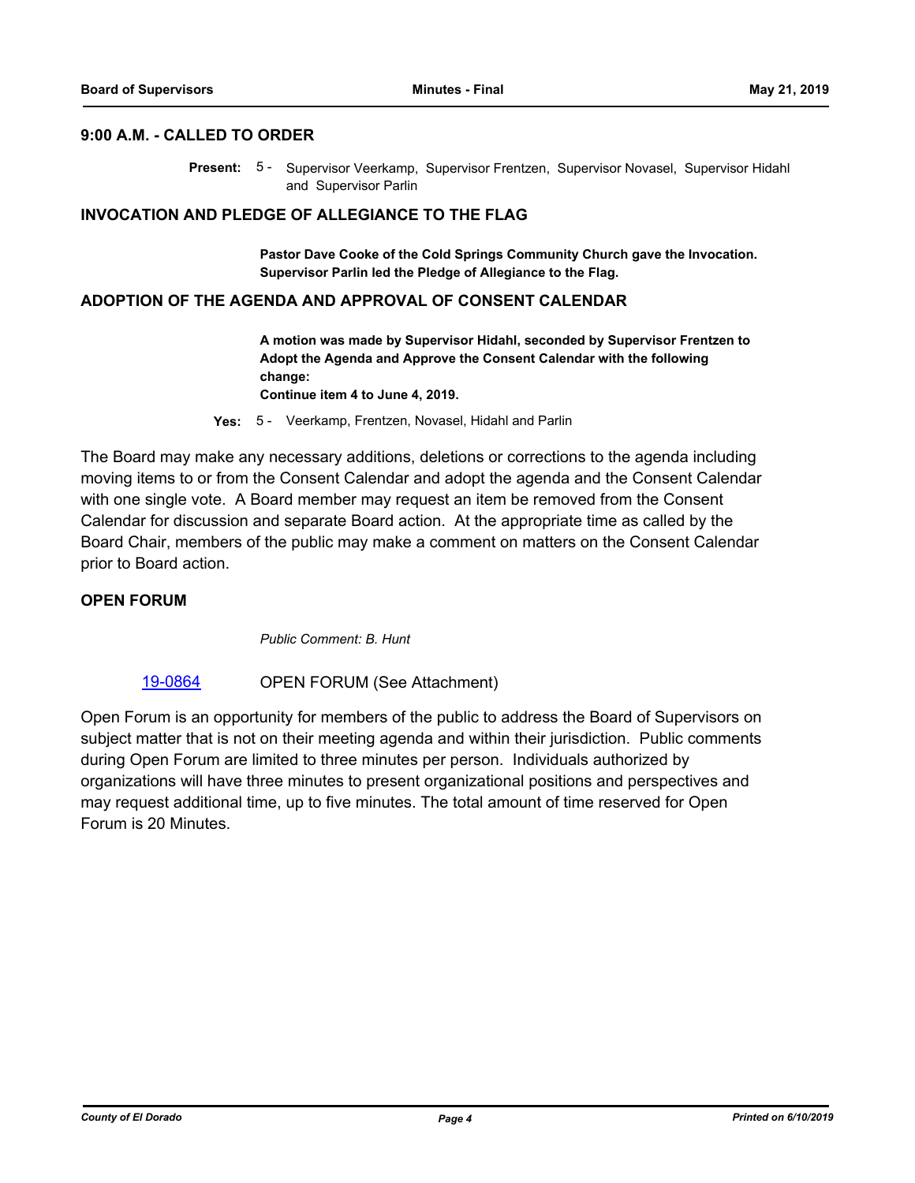## 9:00 A.M. - CALLED TO ORDER

**Present:** 5 - Supervisor Veerkamp, Supervisor Frentzen, Supervisor Novasel, Supervisor Hidahl and Supervisor Parlin

## INVOCATION AND PLEDGE OF ALLEGIANCE TO THE FLAG

**Pastor Dave Cooke of the Cold Springs Community Church gave the Invocation. Supervisor Parlin led the Pledge of Allegiance to the Flag.**

## ADOPTION OF THE AGENDA AND APPROVAL OF CONSENT CALENDAR

**A motion was made by Supervisor Hidahl, seconded by Supervisor Frentzen to Adopt the Agenda and Approve the Consent Calendar with the following change:**
**Continue item 4 to June 4, 2019.**

**Yes:** 5 - Veerkamp, Frentzen, Novasel, Hidahl and Parlin

The Board may make any necessary additions, deletions or corrections to the agenda including moving items to or from the Consent Calendar and adopt the agenda and the Consent Calendar with one single vote. A Board member may request an item be removed from the Consent Calendar for discussion and separate Board action. At the appropriate time as called by the Board Chair, members of the public may make a comment on matters on the Consent Calendar prior to Board action.

## OPEN FORUM

*Public Comment: B. Hunt*

19-0864 OPEN FORUM (See Attachment)

Open Forum is an opportunity for members of the public to address the Board of Supervisors on subject matter that is not on their meeting agenda and within their jurisdiction. Public comments during Open Forum are limited to three minutes per person. Individuals authorized by organizations will have three minutes to present organizational positions and perspectives and may request additional time, up to five minutes. The total amount of time reserved for Open Forum is 20 Minutes.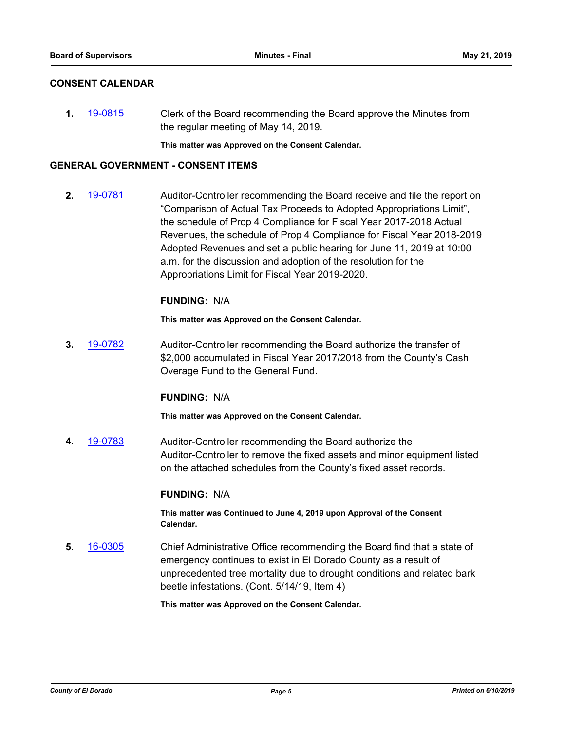## CONSENT CALENDAR

**1.** 19-0815 Clerk of the Board recommending the Board approve the Minutes from the regular meeting of May 14, 2019.

**This matter was Approved on the Consent Calendar.**

## GENERAL GOVERNMENT - CONSENT ITEMS

**2.** 19-0781 Auditor-Controller recommending the Board receive and file the report on “Comparison of Actual Tax Proceeds to Adopted Appropriations Limit”, the schedule of Prop 4 Compliance for Fiscal Year 2017-2018 Actual Revenues, the schedule of Prop 4 Compliance for Fiscal Year 2018-2019 Adopted Revenues and set a public hearing for June 11, 2019 at 10:00 a.m. for the discussion and adoption of the resolution for the Appropriations Limit for Fiscal Year 2019-2020.

**FUNDING:** N/A

**This matter was Approved on the Consent Calendar.**

**3.** 19-0782 Auditor-Controller recommending the Board authorize the transfer of $2,000 accumulated in Fiscal Year 2017/2018 from the County’s Cash Overage Fund to the General Fund.

**FUNDING:** N/A

**This matter was Approved on the Consent Calendar.**

**4.** 19-0783 Auditor-Controller recommending the Board authorize the Auditor-Controller to remove the fixed assets and minor equipment listed on the attached schedules from the County’s fixed asset records.

**FUNDING:** N/A

**This matter was Continued to June 4, 2019 upon Approval of the Consent Calendar.**

**5.** 16-0305 Chief Administrative Office recommending the Board find that a state of emergency continues to exist in El Dorado County as a result of unprecedented tree mortality due to drought conditions and related bark beetle infestations. (Cont. 5/14/19, Item 4)

**This matter was Approved on the Consent Calendar.**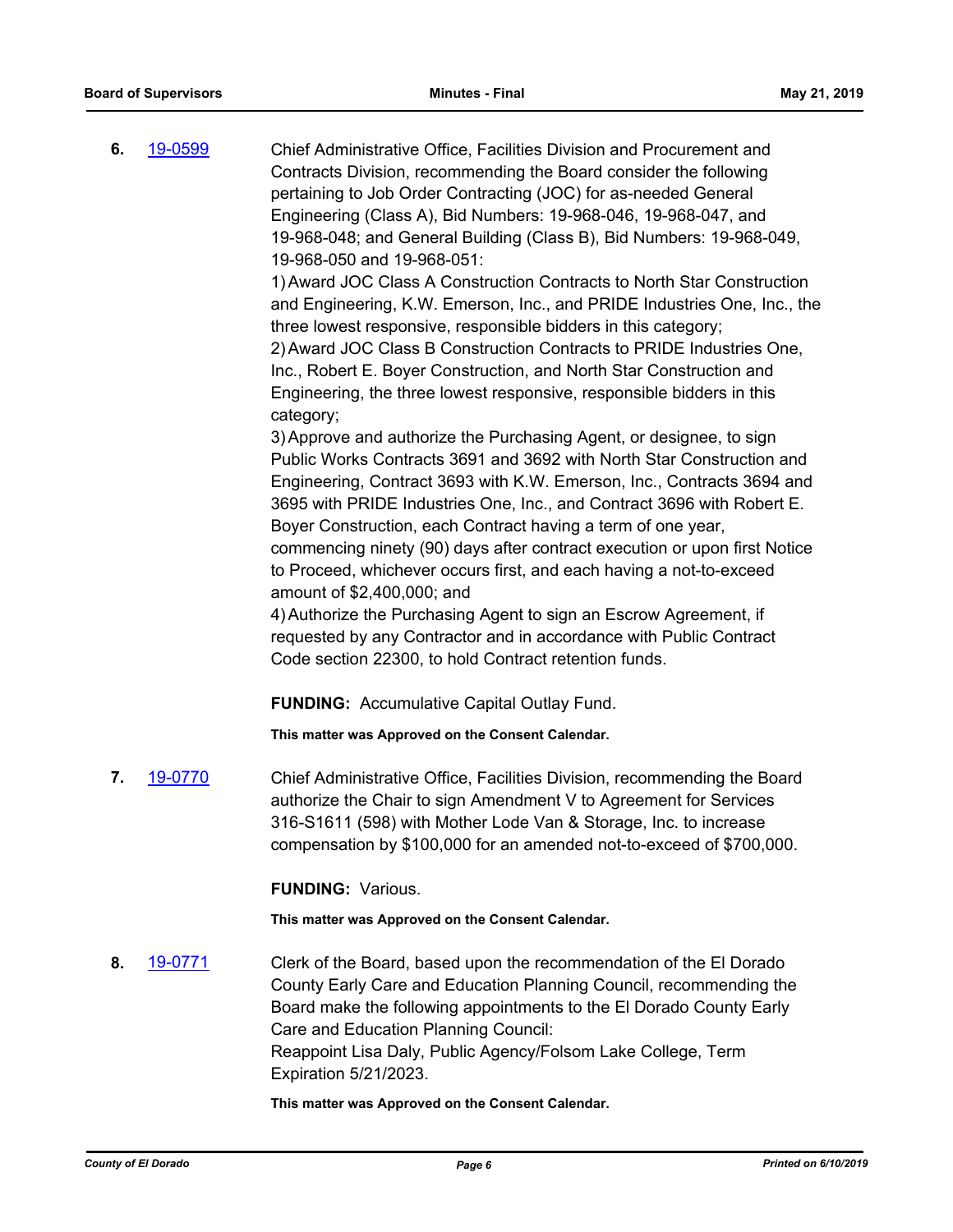**6.** [19-0599](19-0599)

Chief Administrative Office, Facilities Division and Procurement and Contracts Division, recommending the Board consider the following pertaining to Job Order Contracting (JOC) for as-needed General Engineering (Class A), Bid Numbers: 19-968-046, 19-968-047, and 19-968-048; and General Building (Class B), Bid Numbers: 19-968-049, 19-968-050 and 19-968-051:

1) Award JOC Class A Construction Contracts to North Star Construction and Engineering, K.W. Emerson, Inc., and PRIDE Industries One, Inc., the three lowest responsive, responsible bidders in this category;
2) Award JOC Class B Construction Contracts to PRIDE Industries One, Inc., Robert E. Boyer Construction, and North Star Construction and Engineering, the three lowest responsive, responsible bidders in this category;
3) Approve and authorize the Purchasing Agent, or designee, to sign Public Works Contracts 3691 and 3692 with North Star Construction and Engineering, Contract 3693 with K.W. Emerson, Inc., Contracts 3694 and 3695 with PRIDE Industries One, Inc., and Contract 3696 with Robert E. Boyer Construction, each Contract having a term of one year, commencing ninety (90) days after contract execution or upon first Notice to Proceed, whichever occurs first, and each having a not-to-exceed amount of $2,400,000; and
4) Authorize the Purchasing Agent to sign an Escrow Agreement, if requested by any Contractor and in accordance with Public Contract Code section 22300, to hold Contract retention funds.

**FUNDING:** Accumulative Capital Outlay Fund.

**This matter was Approved on the Consent Calendar.**

**7.** [19-0770](19-0770)

Chief Administrative Office, Facilities Division, recommending the Board authorize the Chair to sign Amendment V to Agreement for Services 316-S1611 (598) with Mother Lode Van & Storage, Inc. to increase compensation by $100,000 for an amended not-to-exceed of $700,000.

**FUNDING:** Various.

**This matter was Approved on the Consent Calendar.**

**8.** [19-0771](19-0771)

Clerk of the Board, based upon the recommendation of the El Dorado County Early Care and Education Planning Council, recommending the Board make the following appointments to the El Dorado County Early Care and Education Planning Council:
Reappoint Lisa Daly, Public Agency/Folsom Lake College, Term Expiration 5/21/2023.

**This matter was Approved on the Consent Calendar.**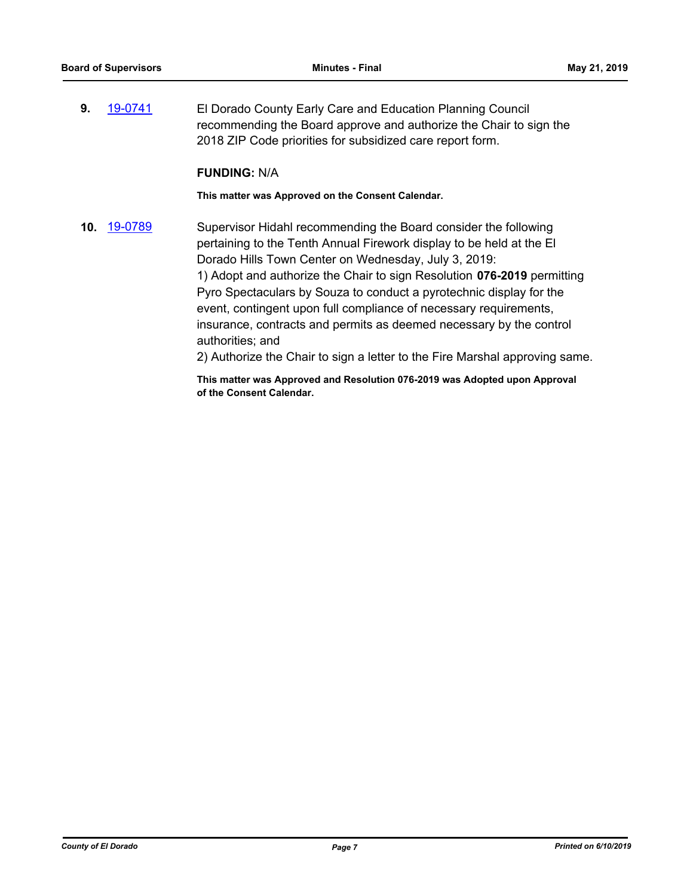**9.** 19-0741 El Dorado County Early Care and Education Planning Council recommending the Board approve and authorize the Chair to sign the 2018 ZIP Code priorities for subsidized care report form.

**FUNDING:** N/A

**This matter was Approved on the Consent Calendar.**

**10.** 19-0789 Supervisor Hidahl recommending the Board consider the following pertaining to the Tenth Annual Firework display to be held at the El Dorado Hills Town Center on Wednesday, July 3, 2019:

1) Adopt and authorize the Chair to sign Resolution **076-2019** permitting Pyro Spectaculars by Souza to conduct a pyrotechnic display for the event, contingent upon full compliance of necessary requirements, insurance, contracts and permits as deemed necessary by the control authorities; and

2) Authorize the Chair to sign a letter to the Fire Marshal approving same.

**This matter was Approved and Resolution 076-2019 was Adopted upon Approval of the Consent Calendar.**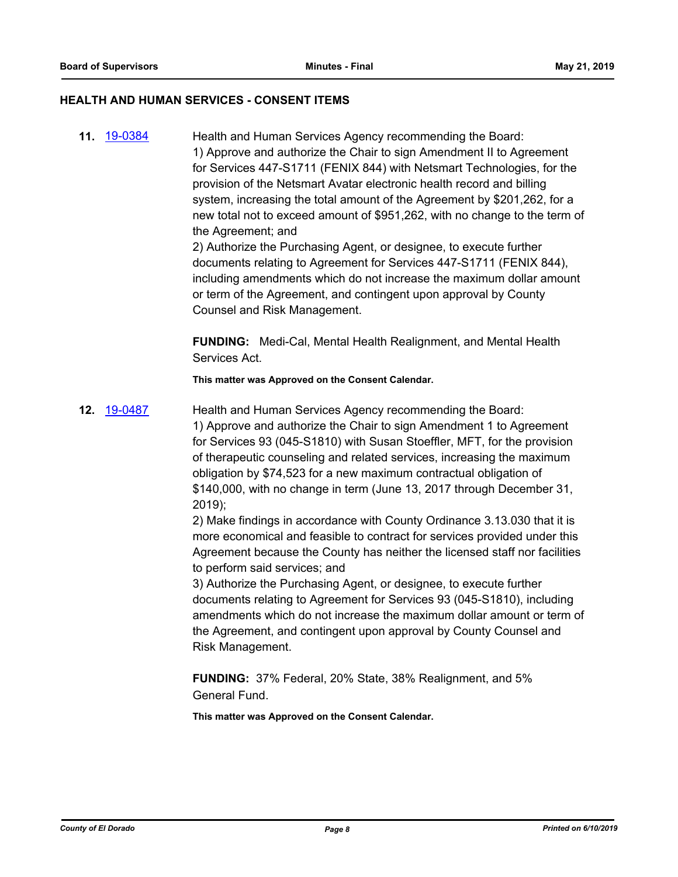## HEALTH AND HUMAN SERVICES - CONSENT ITEMS

**11.** 19-0384

Health and Human Services Agency recommending the Board:
1) Approve and authorize the Chair to sign Amendment II to Agreement for Services 447-S1711 (FENIX 844) with Netsmart Technologies, for the provision of the Netsmart Avatar electronic health record and billing system, increasing the total amount of the Agreement by $201,262, for a new total not to exceed amount of $951,262, with no change to the term of the Agreement; and
2) Authorize the Purchasing Agent, or designee, to execute further documents relating to Agreement for Services 447-S1711 (FENIX 844), including amendments which do not increase the maximum dollar amount or term of the Agreement, and contingent upon approval by County Counsel and Risk Management.

**FUNDING:** Medi-Cal, Mental Health Realignment, and Mental Health Services Act.

**This matter was Approved on the Consent Calendar.**

**12.** 19-0487

Health and Human Services Agency recommending the Board:
1) Approve and authorize the Chair to sign Amendment 1 to Agreement for Services 93 (045-S1810) with Susan Stoeffler, MFT, for the provision of therapeutic counseling and related services, increasing the maximum obligation by $74,523 for a new maximum contractual obligation of $140,000, with no change in term (June 13, 2017 through December 31, 2019);
2) Make findings in accordance with County Ordinance 3.13.030 that it is more economical and feasible to contract for services provided under this Agreement because the County has neither the licensed staff nor facilities to perform said services; and
3) Authorize the Purchasing Agent, or designee, to execute further documents relating to Agreement for Services 93 (045-S1810), including amendments which do not increase the maximum dollar amount or term of the Agreement, and contingent upon approval by County Counsel and Risk Management.

**FUNDING:** 37% Federal, 20% State, 38% Realignment, and 5% General Fund.

**This matter was Approved on the Consent Calendar.**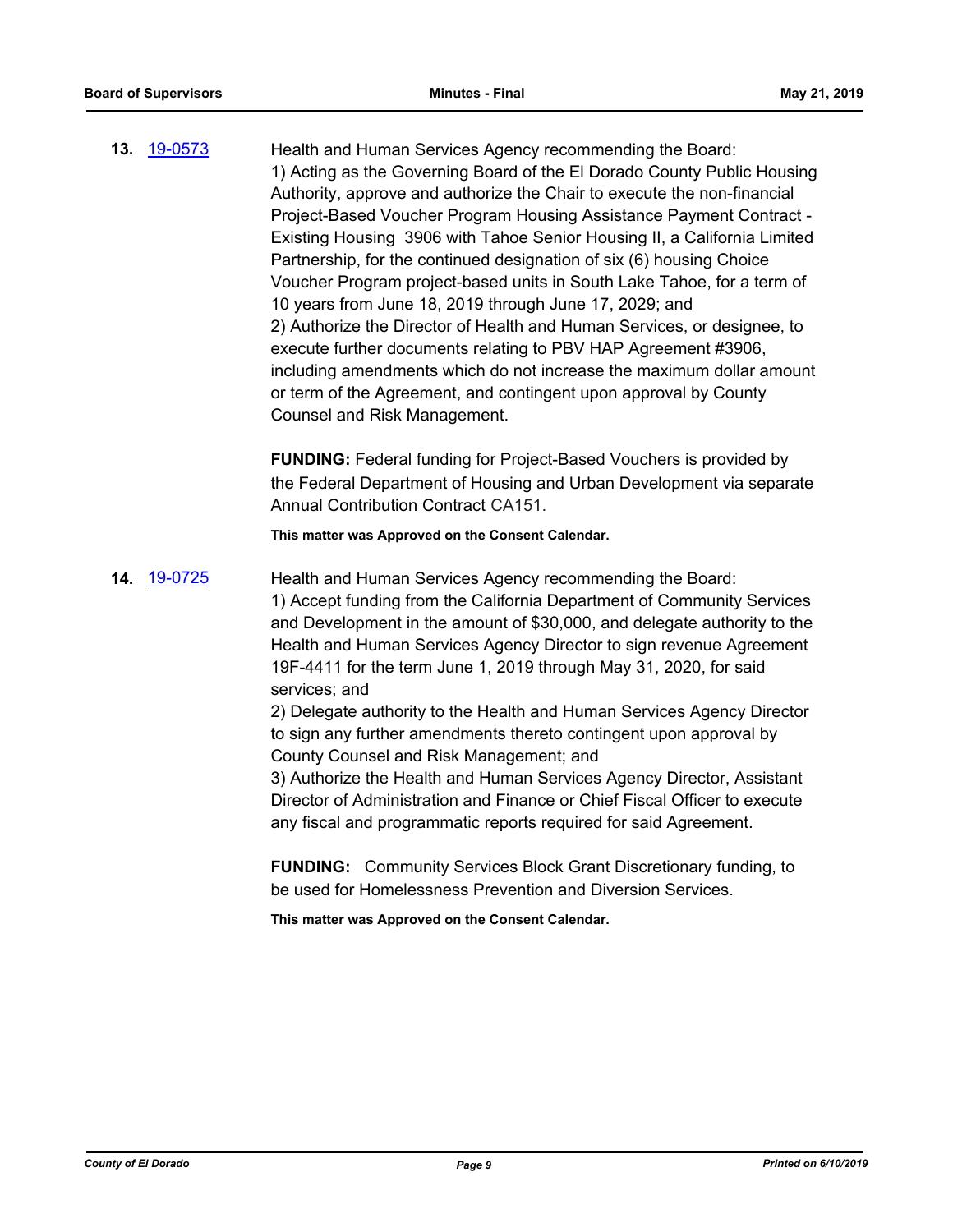**13.** 19-0573 Health and Human Services Agency recommending the Board:

1) Acting as the Governing Board of the El Dorado County Public Housing Authority, approve and authorize the Chair to execute the non-financial Project-Based Voucher Program Housing Assistance Payment Contract - Existing Housing 3906 with Tahoe Senior Housing II, a California Limited Partnership, for the continued designation of six (6) housing Choice Voucher Program project-based units in South Lake Tahoe, for a term of 10 years from June 18, 2019 through June 17, 2029; and
2) Authorize the Director of Health and Human Services, or designee, to execute further documents relating to PBV HAP Agreement #3906, including amendments which do not increase the maximum dollar amount or term of the Agreement, and contingent upon approval by County Counsel and Risk Management.

**FUNDING:** Federal funding for Project-Based Vouchers is provided by the Federal Department of Housing and Urban Development via separate Annual Contribution Contract CA151.

**This matter was Approved on the Consent Calendar.**

**14.** 19-0725 Health and Human Services Agency recommending the Board:

1) Accept funding from the California Department of Community Services and Development in the amount of $30,000, and delegate authority to the Health and Human Services Agency Director to sign revenue Agreement 19F-4411 for the term June 1, 2019 through May 31, 2020, for said services; and
2) Delegate authority to the Health and Human Services Agency Director to sign any further amendments thereto contingent upon approval by County Counsel and Risk Management; and
3) Authorize the Health and Human Services Agency Director, Assistant Director of Administration and Finance or Chief Fiscal Officer to execute any fiscal and programmatic reports required for said Agreement.

**FUNDING:** Community Services Block Grant Discretionary funding, to be used for Homelessness Prevention and Diversion Services.

**This matter was Approved on the Consent Calendar.**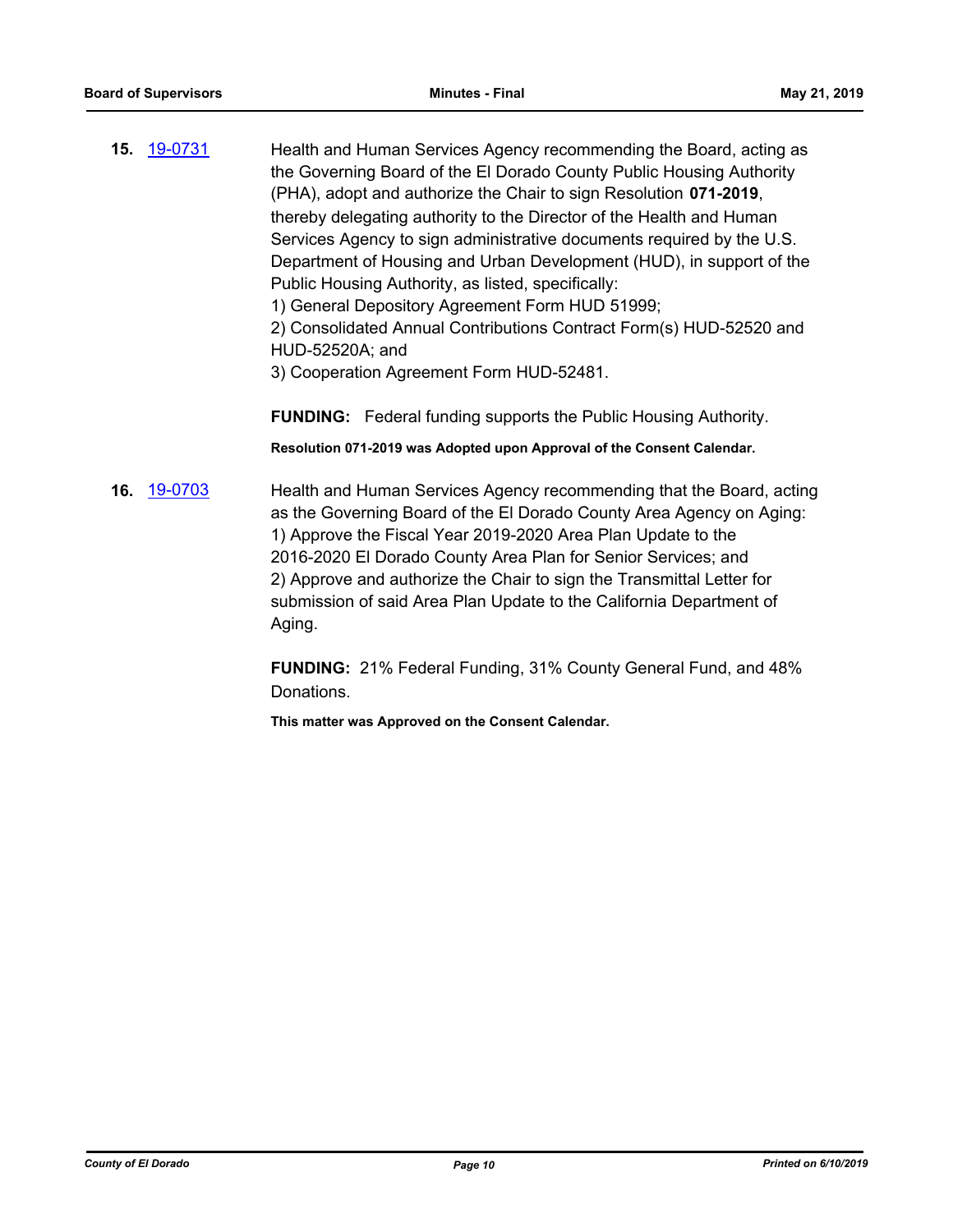**15.** 19-0731

Health and Human Services Agency recommending the Board, acting as the Governing Board of the El Dorado County Public Housing Authority (PHA), adopt and authorize the Chair to sign Resolution **071-2019**, thereby delegating authority to the Director of the Health and Human Services Agency to sign administrative documents required by the U.S. Department of Housing and Urban Development (HUD), in support of the Public Housing Authority, as listed, specifically:

1) General Depository Agreement Form HUD 51999;
2) Consolidated Annual Contributions Contract Form(s) HUD-52520 and HUD-52520A; and
3) Cooperation Agreement Form HUD-52481.

**FUNDING:** Federal funding supports the Public Housing Authority.

**Resolution 071-2019 was Adopted upon Approval of the Consent Calendar.**

**16.** 19-0703

Health and Human Services Agency recommending that the Board, acting as the Governing Board of the El Dorado County Area Agency on Aging:

1) Approve the Fiscal Year 2019-2020 Area Plan Update to the 2016-2020 El Dorado County Area Plan for Senior Services; and
2) Approve and authorize the Chair to sign the Transmittal Letter for submission of said Area Plan Update to the California Department of Aging.

**FUNDING:** 21% Federal Funding, 31% County General Fund, and 48% Donations.

**This matter was Approved on the Consent Calendar.**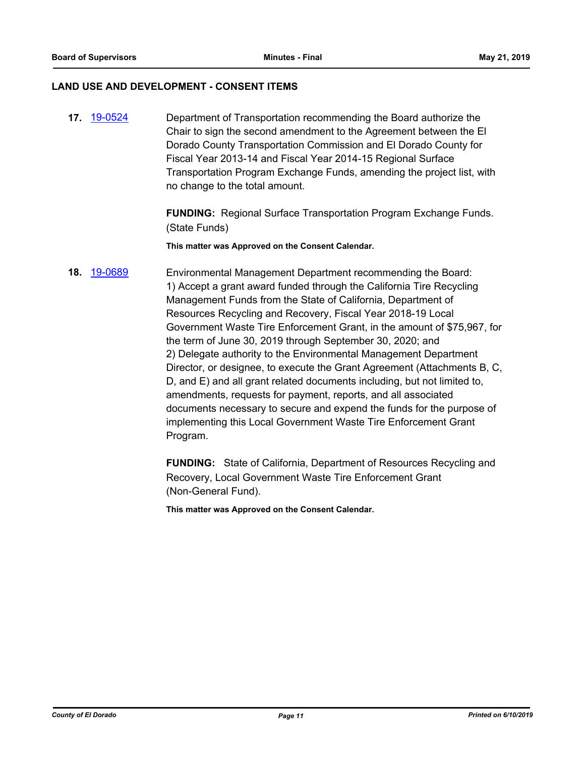## LAND USE AND DEVELOPMENT - CONSENT ITEMS

**17.** 19-0524

Department of Transportation recommending the Board authorize the Chair to sign the second amendment to the Agreement between the El Dorado County Transportation Commission and El Dorado County for Fiscal Year 2013-14 and Fiscal Year 2014-15 Regional Surface Transportation Program Exchange Funds, amending the project list, with no change to the total amount.

**FUNDING:** Regional Surface Transportation Program Exchange Funds. (State Funds)

**This matter was Approved on the Consent Calendar.**

**18.** 19-0689

Environmental Management Department recommending the Board:
1) Accept a grant award funded through the California Tire Recycling Management Funds from the State of California, Department of Resources Recycling and Recovery, Fiscal Year 2018-19 Local Government Waste Tire Enforcement Grant, in the amount of $75,967, for the term of June 30, 2019 through September 30, 2020; and
2) Delegate authority to the Environmental Management Department Director, or designee, to execute the Grant Agreement (Attachments B, C, D, and E) and all grant related documents including, but not limited to, amendments, requests for payment, reports, and all associated documents necessary to secure and expend the funds for the purpose of implementing this Local Government Waste Tire Enforcement Grant Program.

**FUNDING:** State of California, Department of Resources Recycling and Recovery, Local Government Waste Tire Enforcement Grant (Non-General Fund).

**This matter was Approved on the Consent Calendar.**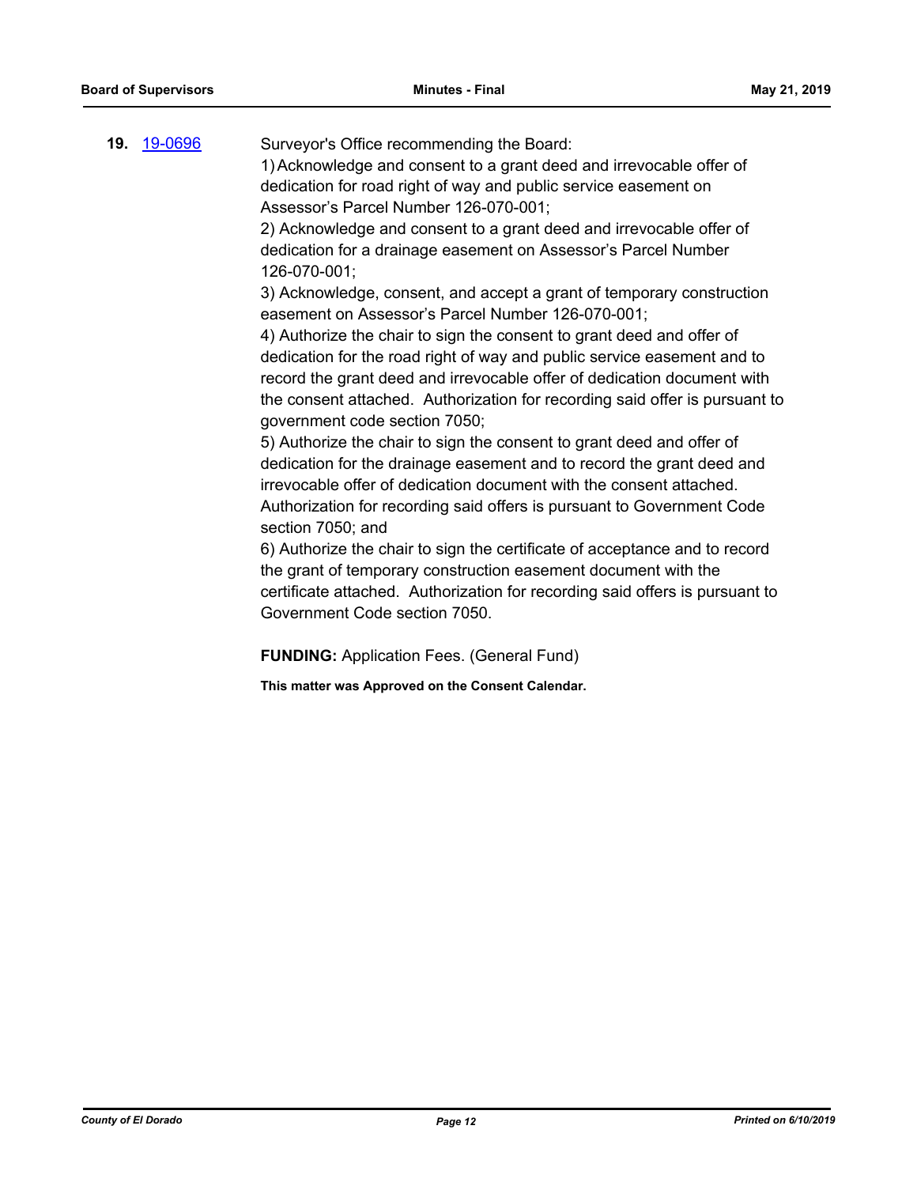**19.** 19-0696 Surveyor's Office recommending the Board:

1) Acknowledge and consent to a grant deed and irrevocable offer of dedication for road right of way and public service easement on Assessor's Parcel Number 126-070-001;

2) Acknowledge and consent to a grant deed and irrevocable offer of dedication for a drainage easement on Assessor's Parcel Number 126-070-001;

3) Acknowledge, consent, and accept a grant of temporary construction easement on Assessor's Parcel Number 126-070-001;

4) Authorize the chair to sign the consent to grant deed and offer of dedication for the road right of way and public service easement and to record the grant deed and irrevocable offer of dedication document with the consent attached. Authorization for recording said offer is pursuant to government code section 7050;

5) Authorize the chair to sign the consent to grant deed and offer of dedication for the drainage easement and to record the grant deed and irrevocable offer of dedication document with the consent attached. Authorization for recording said offers is pursuant to Government Code section 7050; and

6) Authorize the chair to sign the certificate of acceptance and to record the grant of temporary construction easement document with the certificate attached. Authorization for recording said offers is pursuant to Government Code section 7050.

**FUNDING:** Application Fees. (General Fund)

**This matter was Approved on the Consent Calendar.**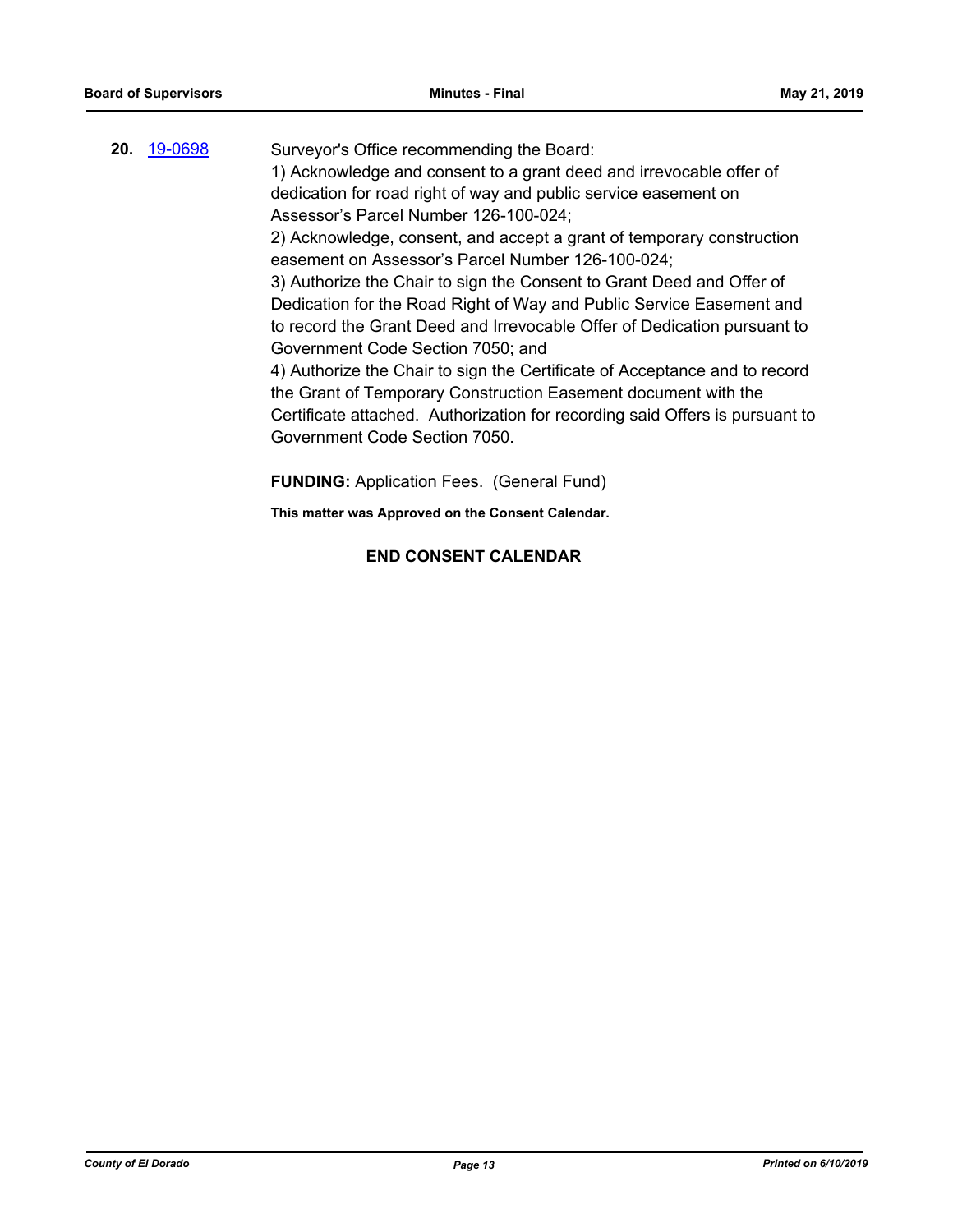**20.** [19-0698](19-0698)

Surveyor's Office recommending the Board:

1) Acknowledge and consent to a grant deed and irrevocable offer of dedication for road right of way and public service easement on Assessor's Parcel Number 126-100-024;

2) Acknowledge, consent, and accept a grant of temporary construction easement on Assessor's Parcel Number 126-100-024;

3) Authorize the Chair to sign the Consent to Grant Deed and Offer of Dedication for the Road Right of Way and Public Service Easement and to record the Grant Deed and Irrevocable Offer of Dedication pursuant to Government Code Section 7050; and

4) Authorize the Chair to sign the Certificate of Acceptance and to record the Grant of Temporary Construction Easement document with the Certificate attached. Authorization for recording said Offers is pursuant to Government Code Section 7050.

**FUNDING:** Application Fees. (General Fund)

**This matter was Approved on the Consent Calendar.**

**END CONSENT CALENDAR**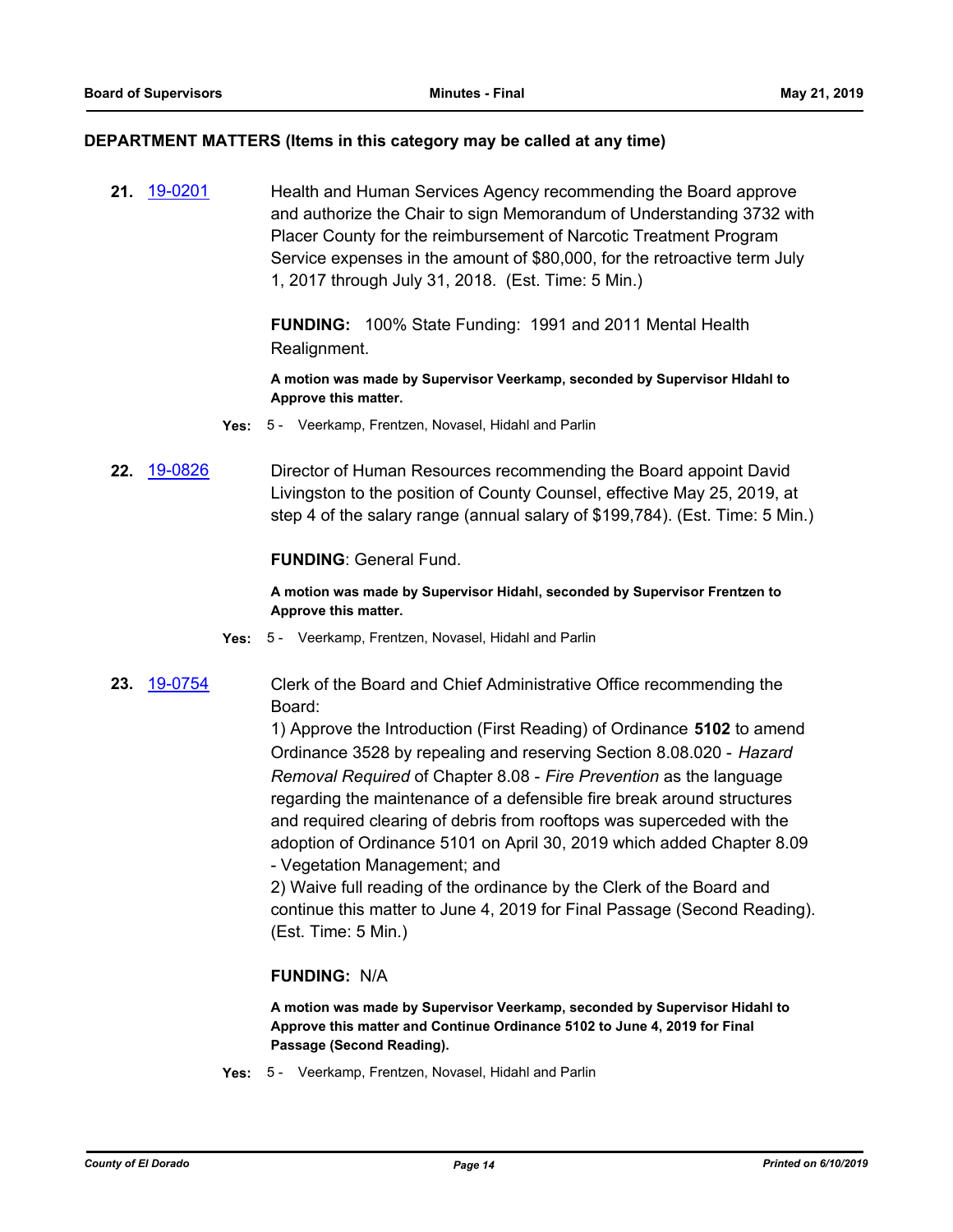## DEPARTMENT MATTERS (Items in this category may be called at any time)

**21.** 19-0201 Health and Human Services Agency recommending the Board approve and authorize the Chair to sign Memorandum of Understanding 3732 with Placer County for the reimbursement of Narcotic Treatment Program Service expenses in the amount of $80,000, for the retroactive term July 1, 2017 through July 31, 2018. (Est. Time: 5 Min.)

**FUNDING:** 100% State Funding: 1991 and 2011 Mental Health Realignment.

**A motion was made by Supervisor Veerkamp, seconded by Supervisor HIdahl to Approve this matter.**

**Yes:** 5 - Veerkamp, Frentzen, Novasel, Hidahl and Parlin

**22.** 19-0826 Director of Human Resources recommending the Board appoint David Livingston to the position of County Counsel, effective May 25, 2019, at step 4 of the salary range (annual salary of $199,784). (Est. Time: 5 Min.)

**FUNDING**: General Fund.

**A motion was made by Supervisor Hidahl, seconded by Supervisor Frentzen to Approve this matter.**

**Yes:** 5 - Veerkamp, Frentzen, Novasel, Hidahl and Parlin

**23.** 19-0754 Clerk of the Board and Chief Administrative Office recommending the Board:

1) Approve the Introduction (First Reading) of Ordinance **5102** to amend Ordinance 3528 by repealing and reserving Section 8.08.020 - *Hazard Removal Required* of Chapter 8.08 - *Fire Prevention* as the language regarding the maintenance of a defensible fire break around structures and required clearing of debris from rooftops was superceded with the adoption of Ordinance 5101 on April 30, 2019 which added Chapter 8.09 - Vegetation Management; and

2) Waive full reading of the ordinance by the Clerk of the Board and continue this matter to June 4, 2019 for Final Passage (Second Reading). (Est. Time: 5 Min.)

**FUNDING:** N/A

**A motion was made by Supervisor Veerkamp, seconded by Supervisor Hidahl to Approve this matter and Continue Ordinance 5102 to June 4, 2019 for Final Passage (Second Reading).**

**Yes:** 5 - Veerkamp, Frentzen, Novasel, Hidahl and Parlin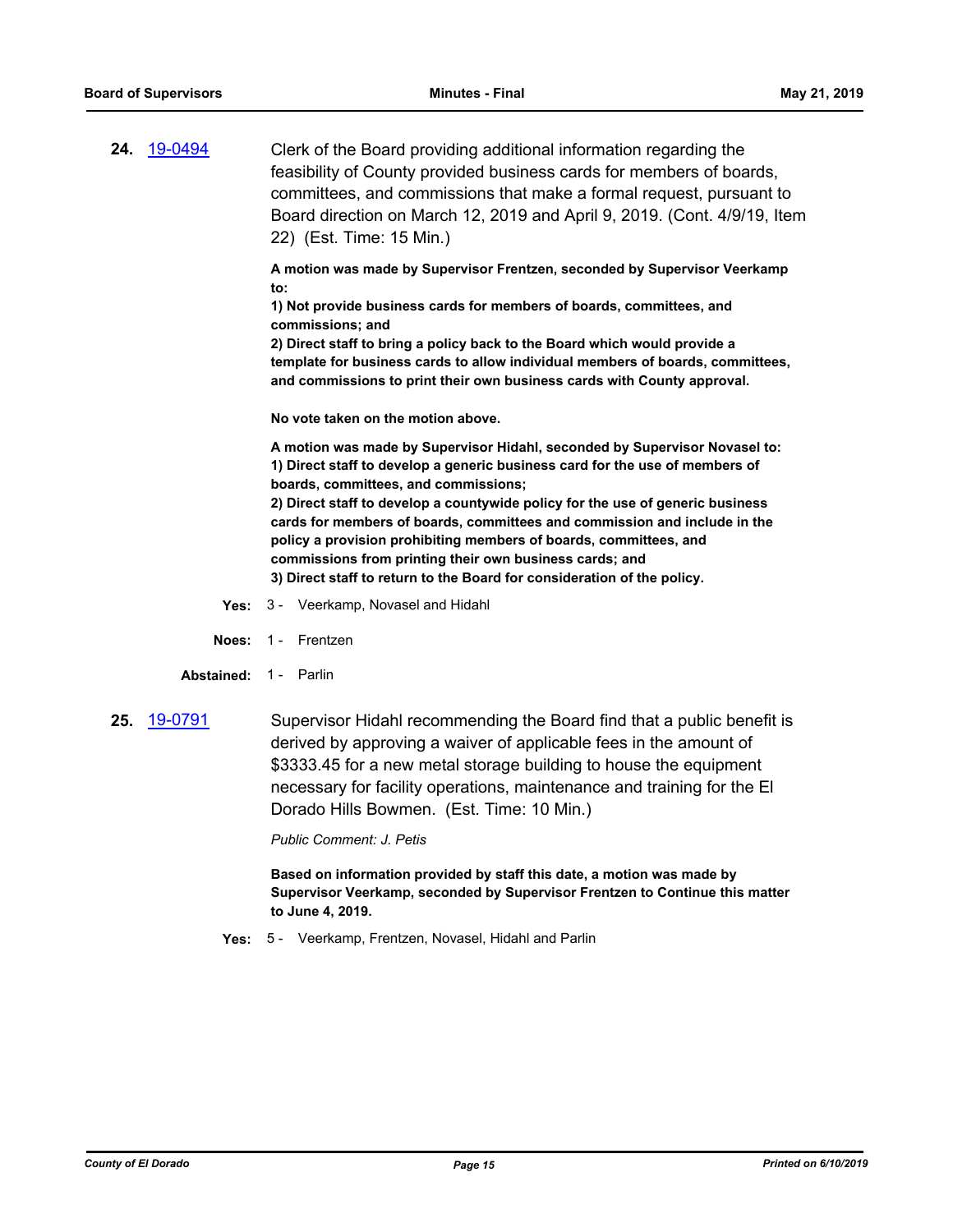**24.** 19-0494

Clerk of the Board providing additional information regarding the feasibility of County provided business cards for members of boards, committees, and commissions that make a formal request, pursuant to Board direction on March 12, 2019 and April 9, 2019. (Cont. 4/9/19, Item 22) (Est. Time: 15 Min.)

**A motion was made by Supervisor Frentzen, seconded by Supervisor Veerkamp to:**
**1) Not provide business cards for members of boards, committees, and commissions; and**
**2) Direct staff to bring a policy back to the Board which would provide a template for business cards to allow individual members of boards, committees, and commissions to print their own business cards with County approval.**

**No vote taken on the motion above.**

**A motion was made by Supervisor Hidahl, seconded by Supervisor Novasel to:**
**1) Direct staff to develop a generic business card for the use of members of boards, committees, and commissions;**
**2) Direct staff to develop a countywide policy for the use of generic business cards for members of boards, committees and commission and include in the policy a provision prohibiting members of boards, committees, and commissions from printing their own business cards; and**
**3) Direct staff to return to the Board for consideration of the policy.**

**Yes:** 3 - Veerkamp, Novasel and Hidahl

**Noes:** 1 - Frentzen

**Abstained:** 1 - Parlin

**25.** 19-0791

Supervisor Hidahl recommending the Board find that a public benefit is derived by approving a waiver of applicable fees in the amount of $3333.45 for a new metal storage building to house the equipment necessary for facility operations, maintenance and training for the El Dorado Hills Bowmen. (Est. Time: 10 Min.)

*Public Comment: J. Petis*

**Based on information provided by staff this date, a motion was made by Supervisor Veerkamp, seconded by Supervisor Frentzen to Continue this matter to June 4, 2019.**

**Yes:** 5 - Veerkamp, Frentzen, Novasel, Hidahl and Parlin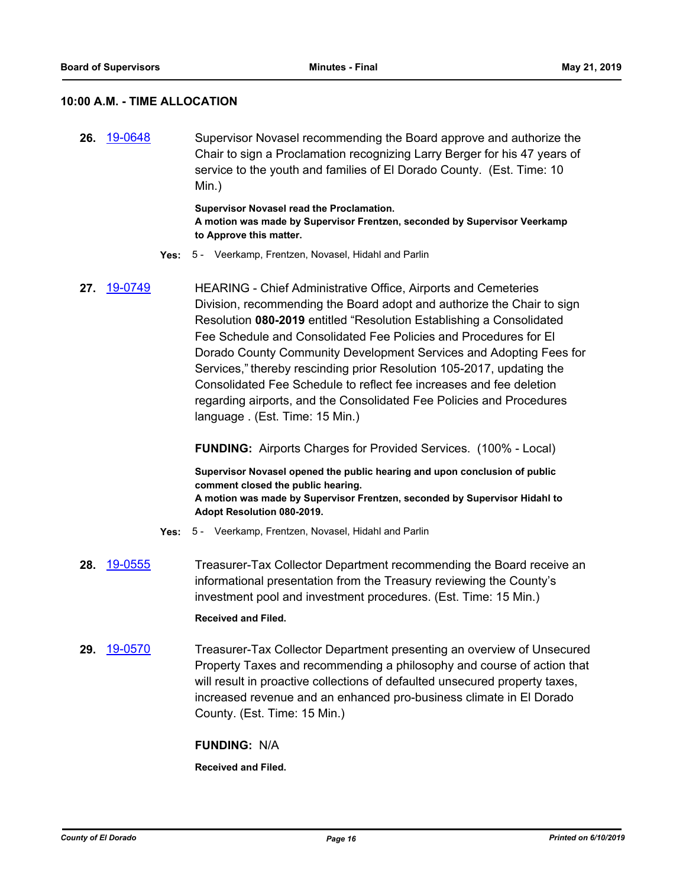## 10:00 A.M. - TIME ALLOCATION

**26.** 19-0648 Supervisor Novasel recommending the Board approve and authorize the Chair to sign a Proclamation recognizing Larry Berger for his 47 years of service to the youth and families of El Dorado County. (Est. Time: 10 Min.)

**Supervisor Novasel read the Proclamation.**
**A motion was made by Supervisor Frentzen, seconded by Supervisor Veerkamp to Approve this matter.**

**Yes:** 5 - Veerkamp, Frentzen, Novasel, Hidahl and Parlin

**27.** 19-0749 HEARING - Chief Administrative Office, Airports and Cemeteries Division, recommending the Board adopt and authorize the Chair to sign Resolution **080-2019** entitled "Resolution Establishing a Consolidated Fee Schedule and Consolidated Fee Policies and Procedures for El Dorado County Community Development Services and Adopting Fees for Services," thereby rescinding prior Resolution 105-2017, updating the Consolidated Fee Schedule to reflect fee increases and fee deletion regarding airports, and the Consolidated Fee Policies and Procedures language . (Est. Time: 15 Min.)

**FUNDING:** Airports Charges for Provided Services. (100% - Local)

**Supervisor Novasel opened the public hearing and upon conclusion of public comment closed the public hearing.**
**A motion was made by Supervisor Frentzen, seconded by Supervisor Hidahl to Adopt Resolution 080-2019.**

**Yes:** 5 - Veerkamp, Frentzen, Novasel, Hidahl and Parlin

**28.** 19-0555 Treasurer-Tax Collector Department recommending the Board receive an informational presentation from the Treasury reviewing the County's investment pool and investment procedures. (Est. Time: 15 Min.)

**Received and Filed.**

**29.** 19-0570 Treasurer-Tax Collector Department presenting an overview of Unsecured Property Taxes and recommending a philosophy and course of action that will result in proactive collections of defaulted unsecured property taxes, increased revenue and an enhanced pro-business climate in El Dorado County. (Est. Time: 15 Min.)

**FUNDING:** N/A

**Received and Filed.**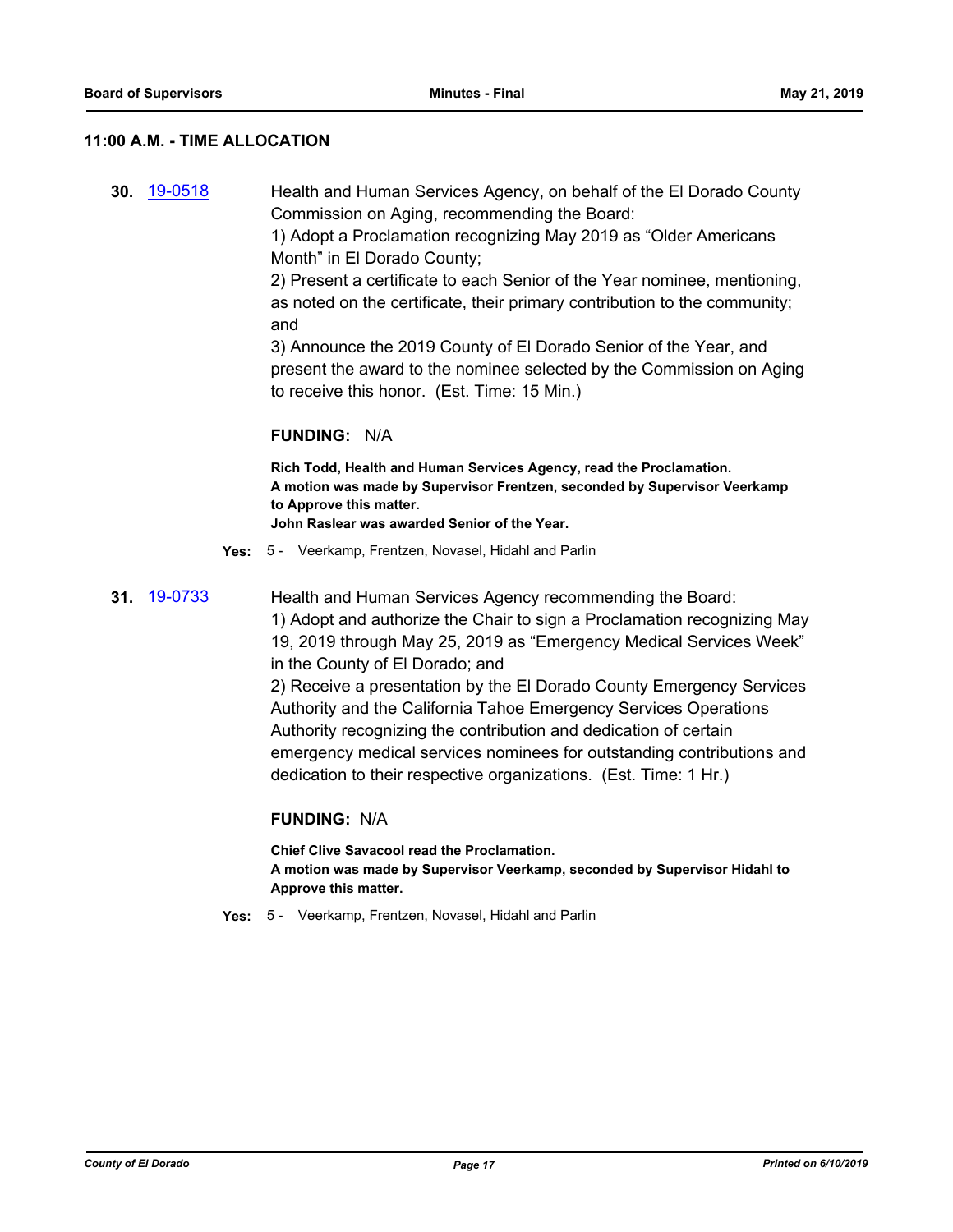### 11:00 A.M. - TIME ALLOCATION

**30.** 19-0518

Health and Human Services Agency, on behalf of the El Dorado County Commission on Aging, recommending the Board:
1) Adopt a Proclamation recognizing May 2019 as "Older Americans Month" in El Dorado County;
2) Present a certificate to each Senior of the Year nominee, mentioning, as noted on the certificate, their primary contribution to the community; and
3) Announce the 2019 County of El Dorado Senior of the Year, and present the award to the nominee selected by the Commission on Aging to receive this honor. (Est. Time: 15 Min.)

**FUNDING:** N/A

**Rich Todd, Health and Human Services Agency, read the Proclamation.**
**A motion was made by Supervisor Frentzen, seconded by Supervisor Veerkamp to Approve this matter.**
**John Raslear was awarded Senior of the Year.**

**Yes:** 5 - Veerkamp, Frentzen, Novasel, Hidahl and Parlin

**31.** 19-0733

Health and Human Services Agency recommending the Board:
1) Adopt and authorize the Chair to sign a Proclamation recognizing May 19, 2019 through May 25, 2019 as "Emergency Medical Services Week" in the County of El Dorado; and
2) Receive a presentation by the El Dorado County Emergency Services Authority and the California Tahoe Emergency Services Operations Authority recognizing the contribution and dedication of certain emergency medical services nominees for outstanding contributions and dedication to their respective organizations. (Est. Time: 1 Hr.)

**FUNDING:** N/A

**Chief Clive Savacool read the Proclamation.**
**A motion was made by Supervisor Veerkamp, seconded by Supervisor Hidahl to Approve this matter.**

**Yes:** 5 - Veerkamp, Frentzen, Novasel, Hidahl and Parlin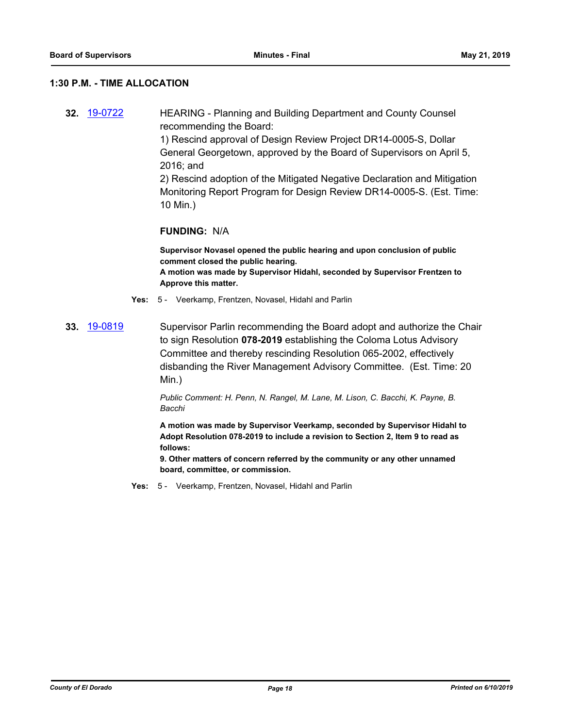## 1:30 P.M. - TIME ALLOCATION

**32.** 19-0722 HEARING - Planning and Building Department and County Counsel recommending the Board:

1) Rescind approval of Design Review Project DR14-0005-S, Dollar General Georgetown, approved by the Board of Supervisors on April 5, 2016; and

2) Rescind adoption of the Mitigated Negative Declaration and Mitigation Monitoring Report Program for Design Review DR14-0005-S. (Est. Time: 10 Min.)

**FUNDING:** N/A

**Supervisor Novasel opened the public hearing and upon conclusion of public comment closed the public hearing.**

**A motion was made by Supervisor Hidahl, seconded by Supervisor Frentzen to Approve this matter.**

**Yes:** 5 - Veerkamp, Frentzen, Novasel, Hidahl and Parlin

**33.** 19-0819 Supervisor Parlin recommending the Board adopt and authorize the Chair to sign Resolution **078-2019** establishing the Coloma Lotus Advisory Committee and thereby rescinding Resolution 065-2002, effectively disbanding the River Management Advisory Committee. (Est. Time: 20 Min.)

*Public Comment: H. Penn, N. Rangel, M. Lane, M. Lison, C. Bacchi, K. Payne, B. Bacchi*

**A motion was made by Supervisor Veerkamp, seconded by Supervisor Hidahl to Adopt Resolution 078-2019 to include a revision to Section 2, Item 9 to read as follows:**

**9. Other matters of concern referred by the community or any other unnamed board, committee, or commission.**

**Yes:** 5 - Veerkamp, Frentzen, Novasel, Hidahl and Parlin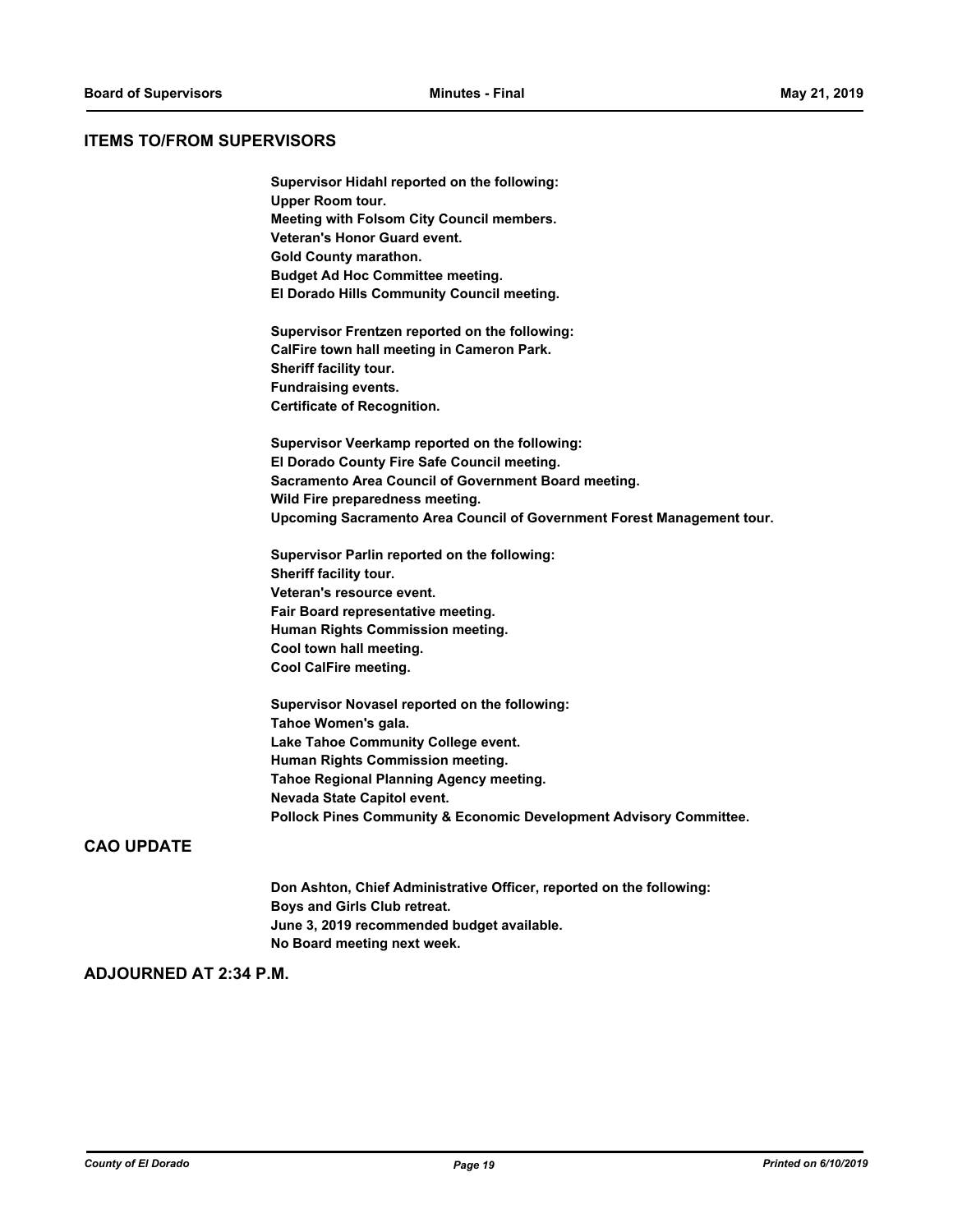## ITEMS TO/FROM SUPERVISORS

**Supervisor Hidahl reported on the following:**
**Upper Room tour.**
**Meeting with Folsom City Council members.**
**Veteran's Honor Guard event.**
**Gold County marathon.**
**Budget Ad Hoc Committee meeting.**
**El Dorado Hills Community Council meeting.**

**Supervisor Frentzen reported on the following:**
**CalFire town hall meeting in Cameron Park.**
**Sheriff facility tour.**
**Fundraising events.**
**Certificate of Recognition.**

**Supervisor Veerkamp reported on the following:**
**El Dorado County Fire Safe Council meeting.**
**Sacramento Area Council of Government Board meeting.**
**Wild Fire preparedness meeting.**
**Upcoming Sacramento Area Council of Government Forest Management tour.**

**Supervisor Parlin reported on the following:**
**Sheriff facility tour.**
**Veteran's resource event.**
**Fair Board representative meeting.**
**Human Rights Commission meeting.**
**Cool town hall meeting.**
**Cool CalFire meeting.**

**Supervisor Novasel reported on the following:**
**Tahoe Women's gala.**
**Lake Tahoe Community College event.**
**Human Rights Commission meeting.**
**Tahoe Regional Planning Agency meeting.**
**Nevada State Capitol event.**
**Pollock Pines Community & Economic Development Advisory Committee.**

## CAO UPDATE

**Don Ashton, Chief Administrative Officer, reported on the following:**
**Boys and Girls Club retreat.**
**June 3, 2019 recommended budget available.**
**No Board meeting next week.**

## ADJOURNED AT 2:34 P.M.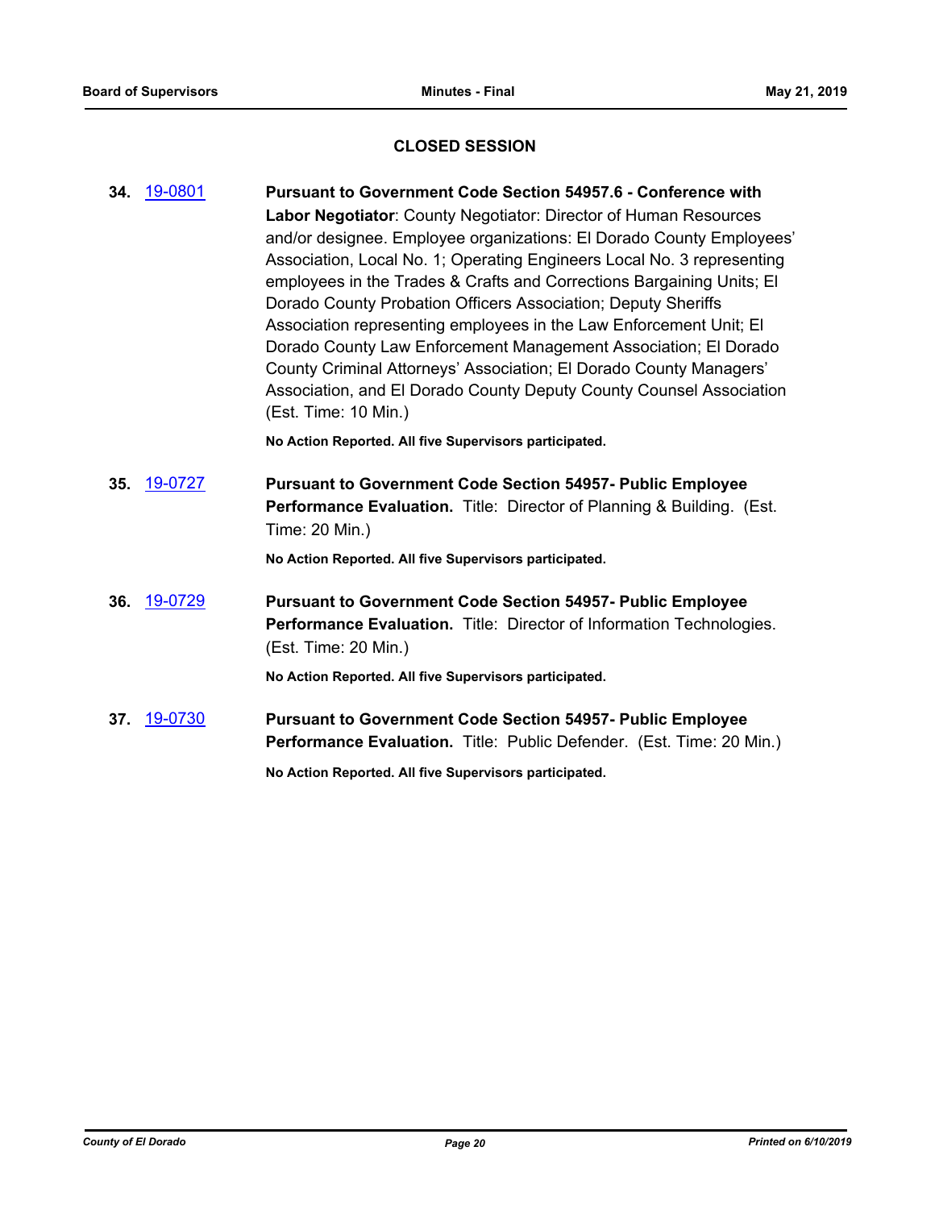## CLOSED SESSION

**34.** 19-0801 **Pursuant to Government Code Section 54957.6 - Conference with Labor Negotiator**: County Negotiator: Director of Human Resources and/or designee. Employee organizations: El Dorado County Employees' Association, Local No. 1; Operating Engineers Local No. 3 representing employees in the Trades & Crafts and Corrections Bargaining Units; El Dorado County Probation Officers Association; Deputy Sheriffs Association representing employees in the Law Enforcement Unit; El Dorado County Law Enforcement Management Association; El Dorado County Criminal Attorneys' Association; El Dorado County Managers' Association, and El Dorado County Deputy County Counsel Association (Est. Time: 10 Min.)

**No Action Reported. All five Supervisors participated.**

**35.** 19-0727 **Pursuant to Government Code Section 54957- Public Employee Performance Evaluation.** Title: Director of Planning & Building. (Est. Time: 20 Min.)

**No Action Reported. All five Supervisors participated.**

**36.** 19-0729 **Pursuant to Government Code Section 54957- Public Employee Performance Evaluation.** Title: Director of Information Technologies. (Est. Time: 20 Min.)

**No Action Reported. All five Supervisors participated.**

**37.** 19-0730 **Pursuant to Government Code Section 54957- Public Employee Performance Evaluation.** Title: Public Defender. (Est. Time: 20 Min.)

**No Action Reported. All five Supervisors participated.**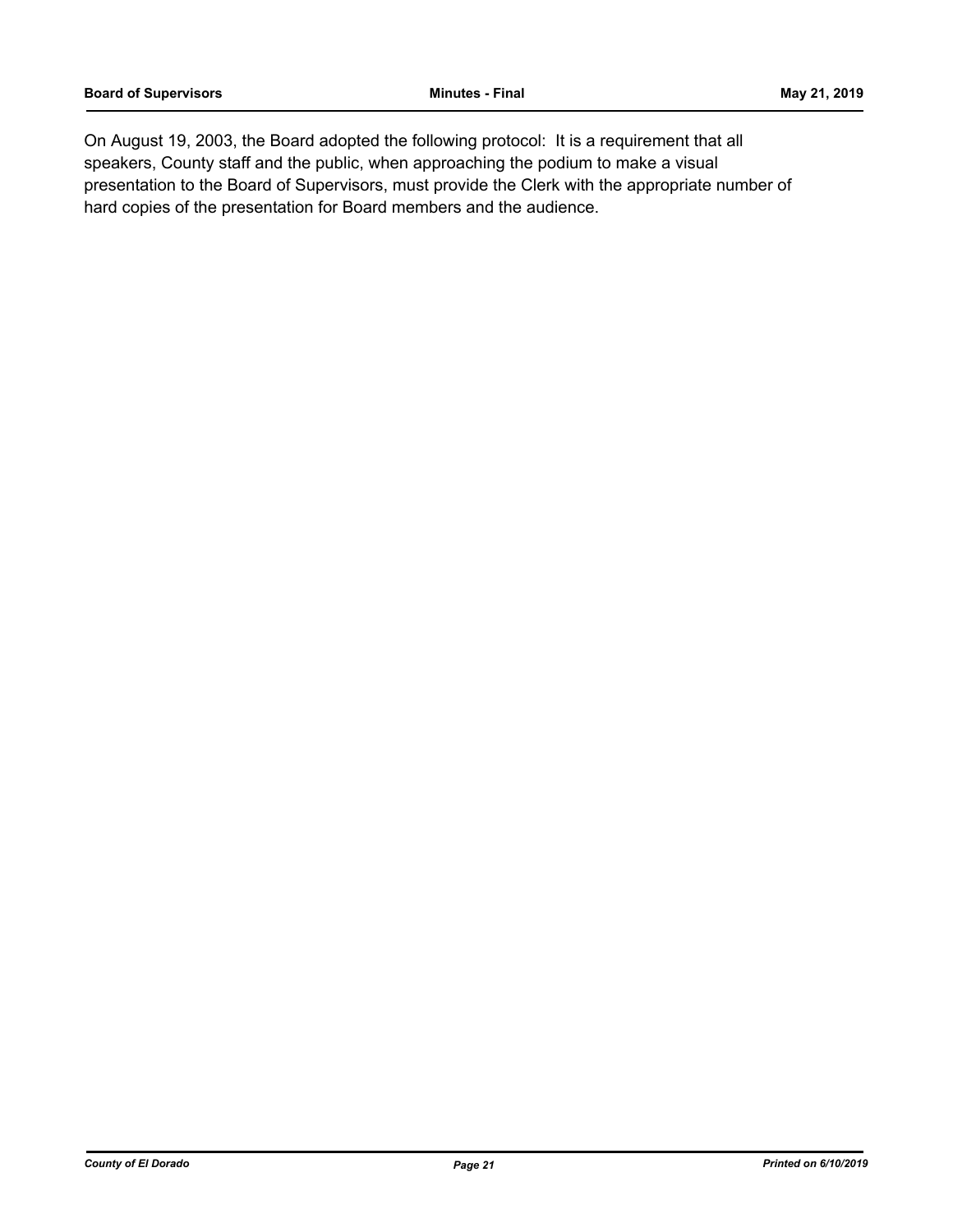On August 19, 2003, the Board adopted the following protocol: It is a requirement that all speakers, County staff and the public, when approaching the podium to make a visual presentation to the Board of Supervisors, must provide the Clerk with the appropriate number of hard copies of the presentation for Board members and the audience.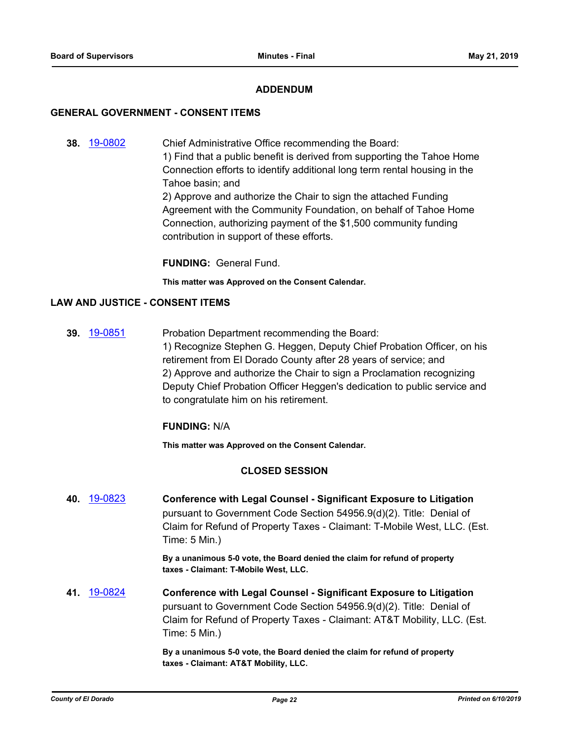## ADDENDUM

### GENERAL GOVERNMENT - CONSENT ITEMS

**38.** 19-0802

Chief Administrative Office recommending the Board:
1) Find that a public benefit is derived from supporting the Tahoe Home Connection efforts to identify additional long term rental housing in the Tahoe basin; and
2) Approve and authorize the Chair to sign the attached Funding Agreement with the Community Foundation, on behalf of Tahoe Home Connection, authorizing payment of the $1,500 community funding contribution in support of these efforts.

**FUNDING:** General Fund.

**This matter was Approved on the Consent Calendar.**

### LAW AND JUSTICE - CONSENT ITEMS

**39.** 19-0851

Probation Department recommending the Board:
1) Recognize Stephen G. Heggen, Deputy Chief Probation Officer, on his retirement from El Dorado County after 28 years of service; and
2) Approve and authorize the Chair to sign a Proclamation recognizing Deputy Chief Probation Officer Heggen's dedication to public service and to congratulate him on his retirement.

**FUNDING:** N/A

**This matter was Approved on the Consent Calendar.**

## CLOSED SESSION

**40.** 19-0823

**Conference with Legal Counsel - Significant Exposure to Litigation** pursuant to Government Code Section 54956.9(d)(2). Title: Denial of Claim for Refund of Property Taxes - Claimant: T-Mobile West, LLC. (Est. Time: 5 Min.)

**By a unanimous 5-0 vote, the Board denied the claim for refund of property taxes - Claimant: T-Mobile West, LLC.**

**41.** 19-0824

**Conference with Legal Counsel - Significant Exposure to Litigation** pursuant to Government Code Section 54956.9(d)(2). Title: Denial of Claim for Refund of Property Taxes - Claimant: AT&T Mobility, LLC. (Est. Time: 5 Min.)

**By a unanimous 5-0 vote, the Board denied the claim for refund of property taxes - Claimant: AT&T Mobility, LLC.**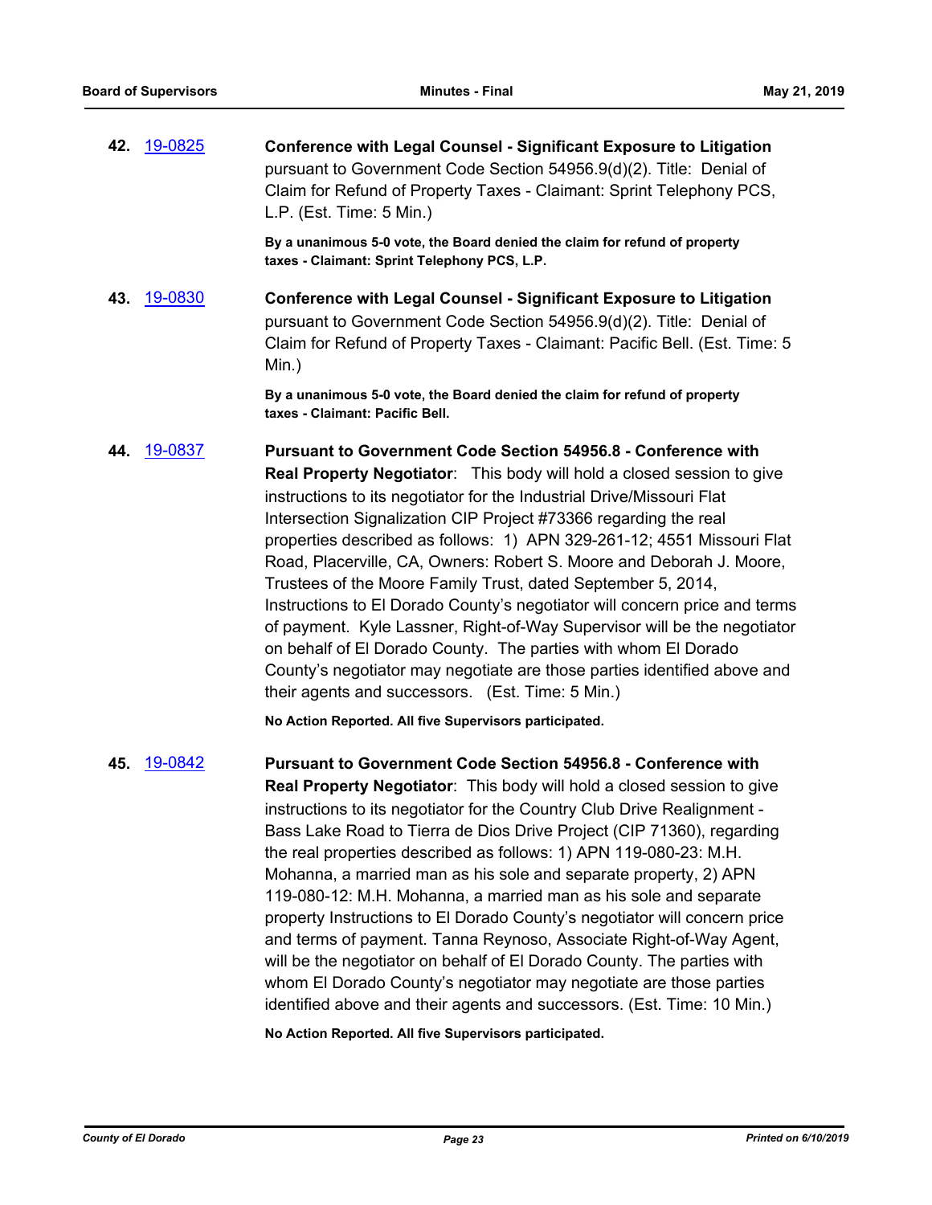**42.** 19-0825 **Conference with Legal Counsel - Significant Exposure to Litigation** pursuant to Government Code Section 54956.9(d)(2). Title: Denial of Claim for Refund of Property Taxes - Claimant: Sprint Telephony PCS, L.P. (Est. Time: 5 Min.)

**By a unanimous 5-0 vote, the Board denied the claim for refund of property taxes - Claimant: Sprint Telephony PCS, L.P.**

**43.** 19-0830 **Conference with Legal Counsel - Significant Exposure to Litigation** pursuant to Government Code Section 54956.9(d)(2). Title: Denial of Claim for Refund of Property Taxes - Claimant: Pacific Bell. (Est. Time: 5 Min.)

**By a unanimous 5-0 vote, the Board denied the claim for refund of property taxes - Claimant: Pacific Bell.**

**44.** 19-0837 **Pursuant to Government Code Section 54956.8 - Conference with Real Property Negotiator**: This body will hold a closed session to give instructions to its negotiator for the Industrial Drive/Missouri Flat Intersection Signalization CIP Project #73366 regarding the real properties described as follows: 1) APN 329-261-12; 4551 Missouri Flat Road, Placerville, CA, Owners: Robert S. Moore and Deborah J. Moore, Trustees of the Moore Family Trust, dated September 5, 2014, Instructions to El Dorado County's negotiator will concern price and terms of payment. Kyle Lassner, Right-of-Way Supervisor will be the negotiator on behalf of El Dorado County. The parties with whom El Dorado County's negotiator may negotiate are those parties identified above and their agents and successors. (Est. Time: 5 Min.)

**No Action Reported. All five Supervisors participated.**

**45.** 19-0842 **Pursuant to Government Code Section 54956.8 - Conference with Real Property Negotiator**: This body will hold a closed session to give instructions to its negotiator for the Country Club Drive Realignment - Bass Lake Road to Tierra de Dios Drive Project (CIP 71360), regarding the real properties described as follows: 1) APN 119-080-23: M.H. Mohanna, a married man as his sole and separate property, 2) APN 119-080-12: M.H. Mohanna, a married man as his sole and separate property Instructions to El Dorado County's negotiator will concern price and terms of payment. Tanna Reynoso, Associate Right-of-Way Agent, will be the negotiator on behalf of El Dorado County. The parties with whom El Dorado County's negotiator may negotiate are those parties identified above and their agents and successors. (Est. Time: 10 Min.)

**No Action Reported. All five Supervisors participated.**